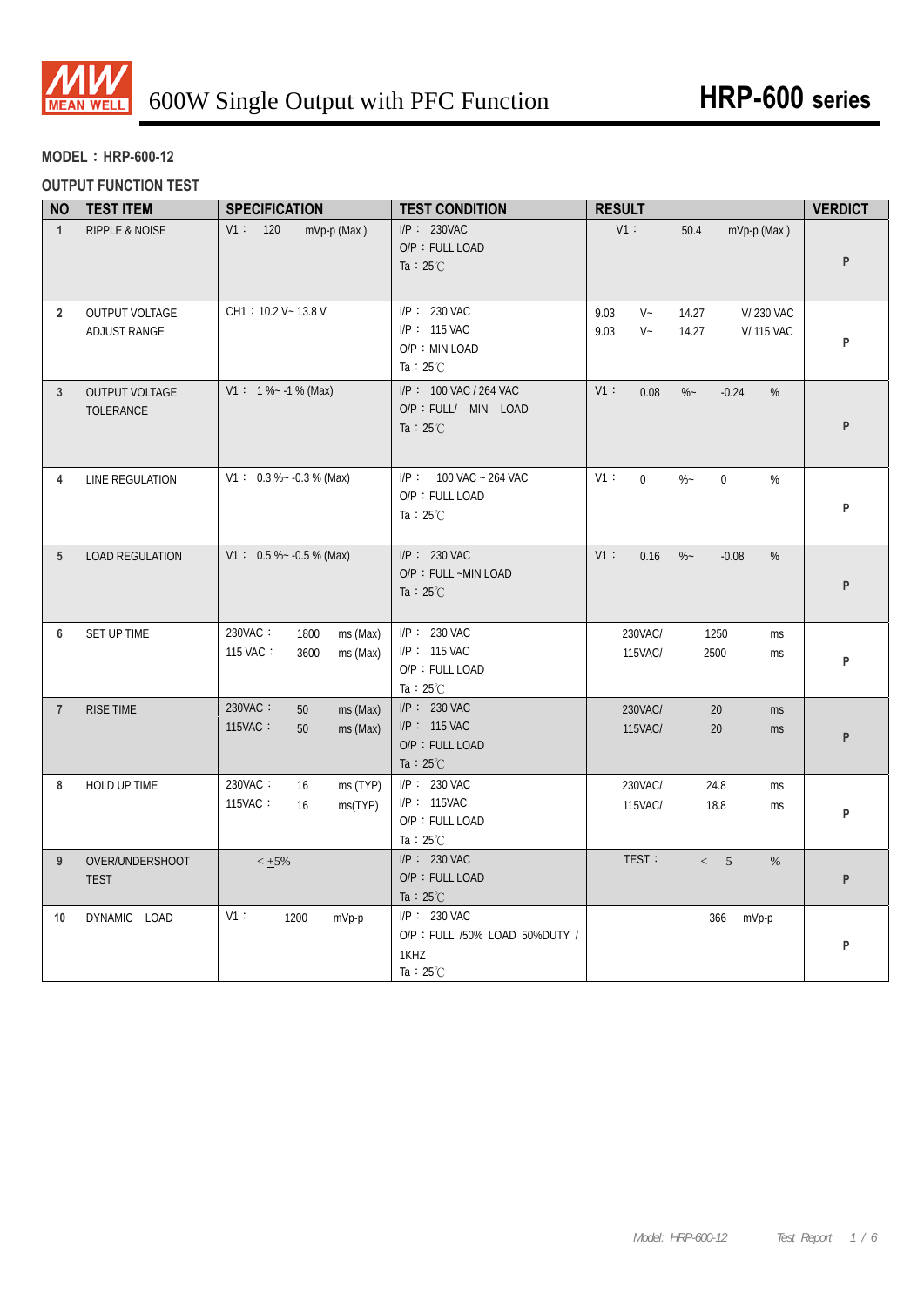# 600W Single Output with PFC Function — HRP-600 series

**MODEL：HRP-600-12**

**OUTPUT FUNCTION TEST**

| NO | TEST ITEM | SPECIFICATION | TEST CONDITION | RESULT | VERDICT |
|---|---|---|---|---|---|
| 1 | RIPPLE & NOISE | V1： 120 mVp-p (Max) | I/P： 230VAC<br>O/P：FULL LOAD<br>Ta：25℃ | V1： 50.4 mVp-p (Max) | P |
| 2 | OUTPUT VOLTAGE ADJUST RANGE | CH1：10.2 V~ 13.8 V | I/P： 230 VAC<br>I/P： 115 VAC<br>O/P：MIN LOAD<br>Ta：25℃ | 9.03 V~ 14.27 V/ 230 VAC<br>9.03 V~ 14.27 V/ 115 VAC | P |
| 3 | OUTPUT VOLTAGE TOLERANCE | V1： 1 %~ -1 % (Max) | I/P： 100 VAC / 264 VAC<br>O/P：FULL/ MIN LOAD<br>Ta：25℃ | V1： 0.08 %~ -0.24 % | P |
| 4 | LINE REGULATION | V1： 0.3 %~ -0.3 % (Max) | I/P： 100 VAC ~ 264 VAC<br>O/P：FULL LOAD<br>Ta：25℃ | V1： 0 %~ 0 % | P |
| 5 | LOAD REGULATION | V1： 0.5 %~ -0.5 % (Max) | I/P： 230 VAC<br>O/P：FULL ~MIN LOAD<br>Ta：25℃ | V1： 0.16 %~ -0.08 % | P |
| 6 | SET UP TIME | 230VAC： 1800 ms (Max)<br>115 VAC： 3600 ms (Max) | I/P： 230 VAC<br>I/P： 115 VAC<br>O/P：FULL LOAD<br>Ta：25℃ | 230VAC/ 1250 ms<br>115VAC/ 2500 ms | P |
| 7 | RISE TIME | 230VAC： 50 ms (Max)<br>115VAC： 50 ms (Max) | I/P： 230 VAC<br>I/P： 115 VAC<br>O/P：FULL LOAD<br>Ta：25℃ | 230VAC/ 20 ms<br>115VAC/ 20 ms | P |
| 8 | HOLD UP TIME | 230VAC： 16 ms (TYP)<br>115VAC： 16 ms(TYP) | I/P： 230 VAC<br>I/P： 115VAC<br>O/P：FULL LOAD<br>Ta：25℃ | 230VAC/ 24.8 ms<br>115VAC/ 18.8 ms | P |
| 9 | OVER/UNDERSHOOT TEST | < ±5% | I/P： 230 VAC<br>O/P：FULL LOAD<br>Ta：25℃ | TEST： < 5 % | P |
| 10 | DYNAMIC LOAD | V1： 1200 mVp-p | I/P： 230 VAC<br>O/P：FULL /50% LOAD 50%DUTY / 1KHZ<br>Ta：25℃ | 366 mVp-p | P |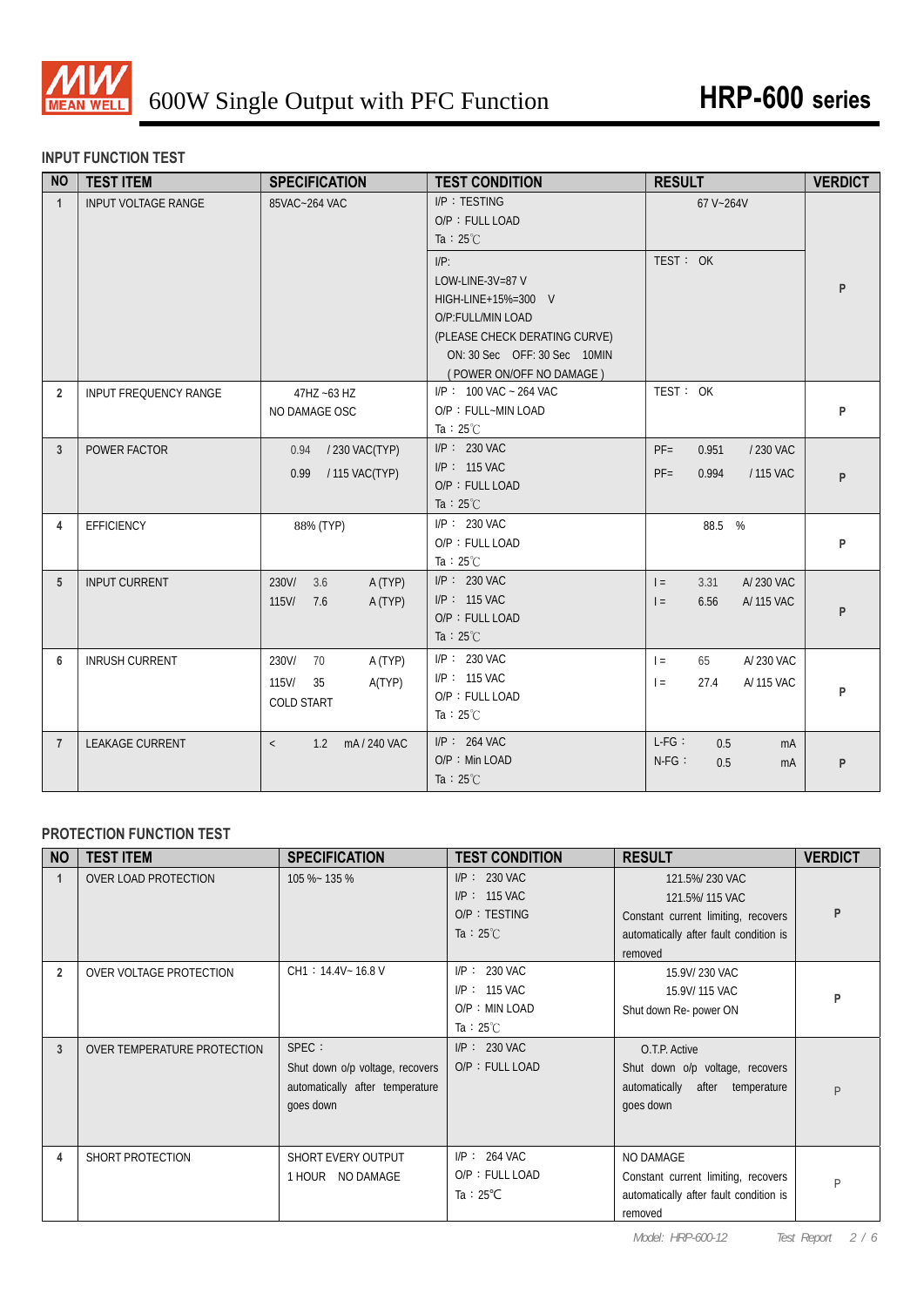## INPUT FUNCTION TEST

| NO | TEST ITEM | SPECIFICATION | TEST CONDITION | RESULT | VERDICT |
|---|---|---|---|---|---|
| 1 | INPUT VOLTAGE RANGE | 85VAC~264 VAC | I/P：TESTING<br>O/P：FULL LOAD<br>Ta：25℃ | 67 V~264V | P |
| | | | I/P:<br>LOW-LINE-3V=87 V<br>HIGH-LINE+15%=300 V<br>O/P:FULL/MIN LOAD<br>(PLEASE CHECK DERATING CURVE)<br>ON: 30 Sec OFF: 30 Sec 10MIN<br>( POWER ON/OFF NO DAMAGE ) | TEST： OK | |
| 2 | INPUT FREQUENCY RANGE | 47HZ ~63 HZ<br>NO DAMAGE OSC | I/P： 100 VAC ~ 264 VAC<br>O/P：FULL~MIN LOAD<br>Ta：25℃ | TEST： OK | P |
| 3 | POWER FACTOR | 0.94 / 230 VAC(TYP)<br>0.99 / 115 VAC(TYP) | I/P： 230 VAC<br>I/P： 115 VAC<br>O/P：FULL LOAD<br>Ta：25℃ | PF= 0.951 / 230 VAC<br>PF= 0.994 / 115 VAC | P |
| 4 | EFFICIENCY | 88% (TYP) | I/P： 230 VAC<br>O/P：FULL LOAD<br>Ta：25℃ | 88.5 % | P |
| 5 | INPUT CURRENT | 230V/ 3.6 A (TYP)<br>115V/ 7.6 A (TYP) | I/P： 230 VAC<br>I/P： 115 VAC<br>O/P：FULL LOAD<br>Ta：25℃ | I = 3.31 A/ 230 VAC<br>I = 6.56 A/ 115 VAC | P |
| 6 | INRUSH CURRENT | 230V/ 70 A (TYP)<br>115V/ 35 A(TYP)<br>COLD START | I/P： 230 VAC<br>I/P： 115 VAC<br>O/P：FULL LOAD<br>Ta：25℃ | I = 65 A/ 230 VAC<br>I = 27.4 A/ 115 VAC | P |
| 7 | LEAKAGE CURRENT | < 1.2 mA / 240 VAC | I/P： 264 VAC<br>O/P：Min LOAD<br>Ta：25℃ | L-FG： 0.5 mA<br>N-FG： 0.5 mA | P |

## PROTECTION FUNCTION TEST

| NO | TEST ITEM | SPECIFICATION | TEST CONDITION | RESULT | VERDICT |
|---|---|---|---|---|---|
| 1 | OVER LOAD PROTECTION | 105 %~ 135 % | I/P： 230 VAC<br>I/P： 115 VAC<br>O/P：TESTING<br>Ta：25℃ | 121.5%/ 230 VAC<br>121.5%/ 115 VAC<br>Constant current limiting, recovers automatically after fault condition is removed | P |
| 2 | OVER VOLTAGE PROTECTION | CH1：14.4V~ 16.8 V | I/P： 230 VAC<br>I/P： 115 VAC<br>O/P：MIN LOAD<br>Ta：25℃ | 15.9V/ 230 VAC<br>15.9V/ 115 VAC<br>Shut down Re- power ON | P |
| 3 | OVER TEMPERATURE PROTECTION | SPEC：<br>Shut down o/p voltage, recovers automatically after temperature goes down | I/P： 230 VAC<br>O/P：FULL LOAD | O.T.P. Active<br>Shut down o/p voltage, recovers automatically after temperature goes down | P |
| 4 | SHORT PROTECTION | SHORT EVERY OUTPUT<br>1 HOUR NO DAMAGE | I/P： 264 VAC<br>O/P：FULL LOAD<br>Ta：25℃ | NO DAMAGE<br>Constant current limiting, recovers automatically after fault condition is removed | P |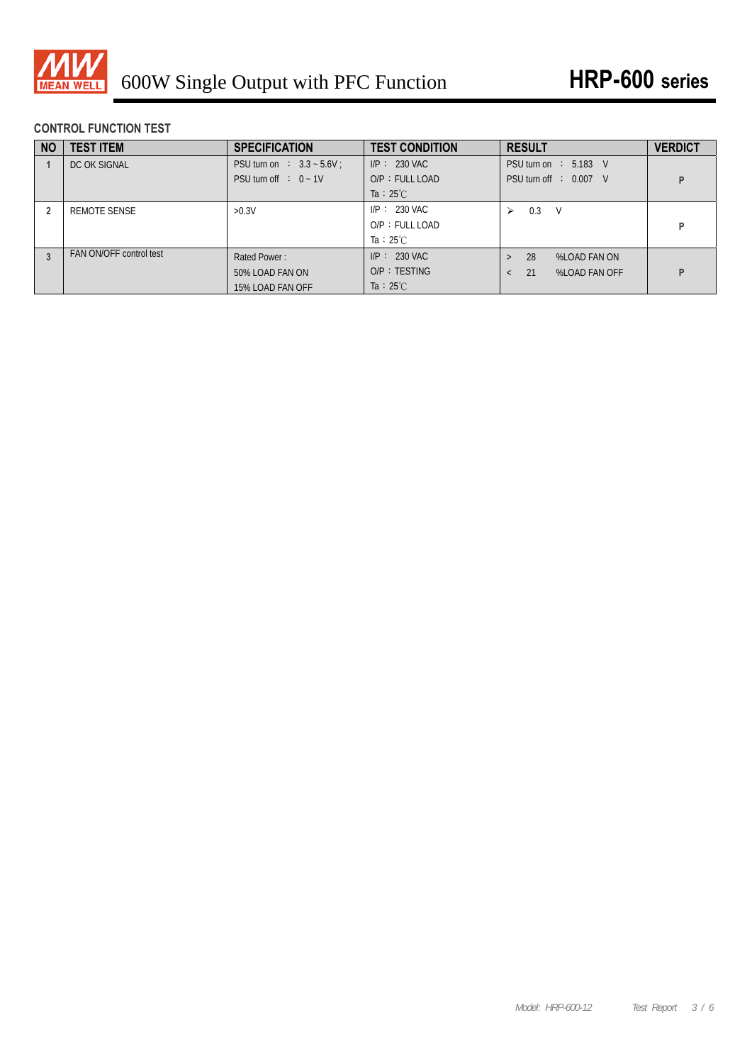# 600W Single Output with PFC Function

## HRP-600 series

### CONTROL FUNCTION TEST

| NO | TEST ITEM | SPECIFICATION | TEST CONDITION | RESULT | VERDICT |
|---|---|---|---|---|---|
| 1 | DC OK SIGNAL | PSU turn on ： 3.3 ~ 5.6V ;<br>PSU turn off ： 0 ~ 1V | I/P ： 230 VAC<br>O/P ：FULL LOAD<br>Ta ：25℃ | PSU turn on ： 5.183 V<br>PSU turn off ： 0.007 V | P |
| 2 | REMOTE SENSE | >0.3V | I/P ： 230 VAC<br>O/P ：FULL LOAD<br>Ta ：25℃ | ➢ 0.3 V | P |
| 3 | FAN ON/OFF control test | Rated Power :<br>50% LOAD FAN ON<br>15% LOAD FAN OFF | I/P ： 230 VAC<br>O/P ：TESTING<br>Ta ：25℃ | > 28 %LOAD FAN ON<br>< 21 %LOAD FAN OFF | P |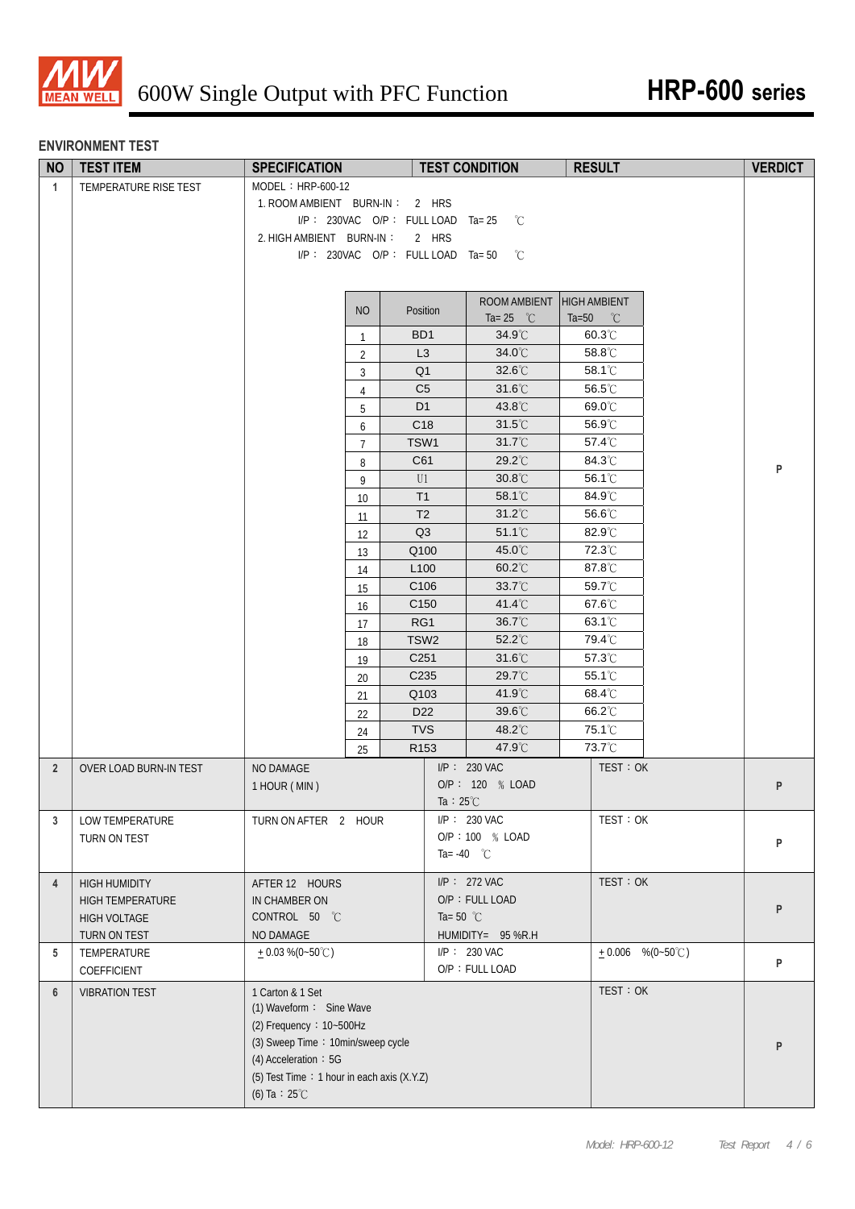# 600W Single Output with PFC Function

## HRP-600 series

### ENVIRONMENT TEST

| NO | TEST ITEM | SPECIFICATION | TEST CONDITION | RESULT | VERDICT |
|---|---|---|---|---|---|
| 1 | TEMPERATURE RISE TEST | MODEL：HRP-600-12<br>1. ROOM AMBIENT BURN-IN： 2 HRS<br>I/P： 230VAC O/P： FULL LOAD Ta= 25 ℃<br>2. HIGH AMBIENT BURN-IN： 2 HRS<br>I/P： 230VAC O/P： FULL LOAD Ta= 50 ℃ | | | P |

| NO | Position | ROOM AMBIENT Ta= 25 ℃ | HIGH AMBIENT Ta=50 ℃ |
|---|---|---|---|
| 1 | BD1 | 34.9℃ | 60.3℃ |
| 2 | L3 | 34.0℃ | 58.8℃ |
| 3 | Q1 | 32.6℃ | 58.1℃ |
| 4 | C5 | 31.6℃ | 56.5℃ |
| 5 | D1 | 43.8℃ | 69.0℃ |
| 6 | C18 | 31.5℃ | 56.9℃ |
| 7 | TSW1 | 31.7℃ | 57.4℃ |
| 8 | C61 | 29.2℃ | 84.3℃ |
| 9 | U1 | 30.8℃ | 56.1℃ |
| 10 | T1 | 58.1℃ | 84.9℃ |
| 11 | T2 | 31.2℃ | 56.6℃ |
| 12 | Q3 | 51.1℃ | 82.9℃ |
| 13 | Q100 | 45.0℃ | 72.3℃ |
| 14 | L100 | 60.2℃ | 87.8℃ |
| 15 | C106 | 33.7℃ | 59.7℃ |
| 16 | C150 | 41.4℃ | 67.6℃ |
| 17 | RG1 | 36.7℃ | 63.1℃ |
| 18 | TSW2 | 52.2℃ | 79.4℃ |
| 19 | C251 | 31.6℃ | 57.3℃ |
| 20 | C235 | 29.7℃ | 55.1℃ |
| 21 | Q103 | 41.9℃ | 68.4℃ |
| 22 | D22 | 39.6℃ | 66.2℃ |
| 24 | TVS | 48.2℃ | 75.1℃ |
| 25 | R153 | 47.9℃ | 73.7℃ |

| NO | TEST ITEM | SPECIFICATION | TEST CONDITION | RESULT | VERDICT |
|---|---|---|---|---|---|
| 2 | OVER LOAD BURN-IN TEST | NO DAMAGE<br>1 HOUR ( MIN ) | I/P： 230 VAC<br>O/P： 120 ％ LOAD<br>Ta：25℃ | TEST：OK | P |
| 3 | LOW TEMPERATURE<br>TURN ON TEST | TURN ON AFTER 2 HOUR | I/P： 230 VAC<br>O/P：100 ％ LOAD<br>Ta= -40 ℃ | TEST：OK | P |
| 4 | HIGH HUMIDITY<br>HIGH TEMPERATURE<br>HIGH VOLTAGE<br>TURN ON TEST | AFTER 12 HOURS<br>IN CHAMBER ON<br>CONTROL 50 ℃<br>NO DAMAGE | I/P： 272 VAC<br>O/P：FULL LOAD<br>Ta= 50 ℃<br>HUMIDITY= 95 %R.H | TEST：OK | P |
| 5 | TEMPERATURE<br>COEFFICIENT | ± 0.03 %(0~50℃) | I/P： 230 VAC<br>O/P：FULL LOAD | ± 0.006 %(0~50℃) | P |
| 6 | VIBRATION TEST | 1 Carton & 1 Set<br>(1) Waveform： Sine Wave<br>(2) Frequency：10~500Hz<br>(3) Sweep Time：10min/sweep cycle<br>(4) Acceleration：5G<br>(5) Test Time：1 hour in each axis (X.Y.Z)<br>(6) Ta：25℃ | | TEST：OK | P |

Model: HRP-600-12 Test Report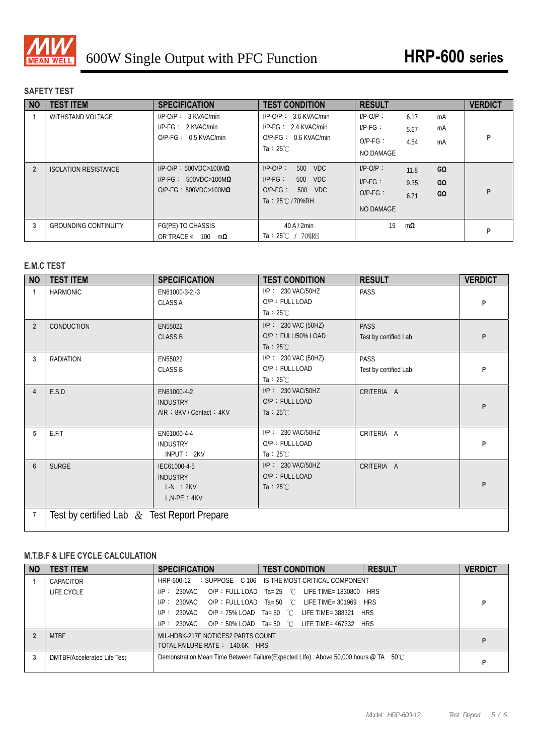# 600W Single Output with PFC Function

## HRP-600 series

### SAFETY TEST

| NO | TEST ITEM | SPECIFICATION | TEST CONDITION | RESULT | VERDICT |
|---|---|---|---|---|---|
| 1 | WITHSTAND VOLTAGE | I/P-O/P： 3 KVAC/min<br>I/P-FG： 2 KVAC/min<br>O/P-FG： 0.5 KVAC/min | I/P-O/P： 3.6 KVAC/min<br>I/P-FG： 2.4 KVAC/min<br>O/P-FG： 0.6 KVAC/min<br>Ta：25℃ | I/P-O/P： 6.17 mA<br>I/P-FG： 5.67 mA<br>O/P-FG： 4.54 mA<br>NO DAMAGE | P |
| 2 | ISOLATION RESISTANCE | I/P-O/P：500VDC>100MΩ<br>I/P-FG： 500VDC>100MΩ<br>O/P-FG：500VDC>100MΩ | I/P-O/P： 500 VDC<br>I/P-FG： 500 VDC<br>O/P-FG： 500 VDC<br>Ta：25℃ / 70%RH | I/P-O/P： 11.8 GΩ<br>I/P-FG： 9.35 GΩ<br>O/P-FG： 6.71 GΩ<br>NO DAMAGE | P |
| 3 | GROUNDING CONTINUITY | FG(PE) TO CHASSIS<br>OR TRACE < 100 mΩ | 40 A / 2min<br>Ta：25℃ / 70%RH | 19 mΩ | P |

### E.M.C TEST

| NO | TEST ITEM | SPECIFICATION | TEST CONDITION | RESULT | VERDICT |
|---|---|---|---|---|---|
| 1 | HARMONIC | EN61000-3-2,-3<br>CLASS A | I/P： 230 VAC/50HZ<br>O/P：FULL LOAD<br>Ta：25℃ | PASS | P |
| 2 | CONDUCTION | EN55022<br>CLASS B | I/P： 230 VAC (50HZ)<br>O/P：FULL/50% LOAD<br>Ta：25℃ | PASS<br>Test by certified Lab | P |
| 3 | RADIATION | EN55022<br>CLASS B | I/P： 230 VAC (50HZ)<br>O/P：FULL LOAD<br>Ta：25℃ | PASS<br>Test by certified Lab | P |
| 4 | E.S.D | EN61000-4-2<br>INDUSTRY<br>AIR：8KV / Contact：4KV | I/P： 230 VAC/50HZ<br>O/P：FULL LOAD<br>Ta：25℃ | CRITERIA A | P |
| 5 | E.F.T | EN61000-4-4<br>INDUSTRY<br>INPUT： 2KV | I/P： 230 VAC/50HZ<br>O/P：FULL LOAD<br>Ta：25℃ | CRITERIA A | P |
| 6 | SURGE | IEC61000-4-5<br>INDUSTRY<br>L-N ：2KV<br>L,N-PE：4KV | I/P： 230 VAC/50HZ<br>O/P：FULL LOAD<br>Ta：25℃ | CRITERIA A | P |
| 7 | Test by certified Lab & Test Report Prepare | | | | |

### M.T.B.F & LIFE CYCLE CALCULATION

| NO | TEST ITEM | SPECIFICATION / TEST CONDITION / RESULT | VERDICT |
|---|---|---|---|
| 1 | CAPACITOR<br>LIFE CYCLE | HRP-600-12 ：SUPPOSE C 106 IS THE MOST CRITICAL COMPONENT<br>I/P： 230VAC O/P：FULL LOAD Ta= 25 ℃ LIFE TIME= 1830800 HRS<br>I/P： 230VAC O/P：FULL LOAD Ta= 50 ℃ LIFE TIME= 301969 HRS<br>I/P： 230VAC O/P：75% LOAD Ta= 50 ℃ LIFE TIME= 388321 HRS<br>I/P： 230VAC O/P：50% LOAD Ta= 50 ℃ LIFE TIME= 467332 HRS | P |
| 2 | MTBF | MIL-HDBK-217F NOTICES2 PARTS COUNT<br>TOTAL FAILURE RATE： 140.6K HRS | P |
| 3 | DMTBF/Accelerated Life Test | Demonstration Mean Time Between Failure(Expected LIfe) : Above 50,000 hours @ TA 50℃ | P |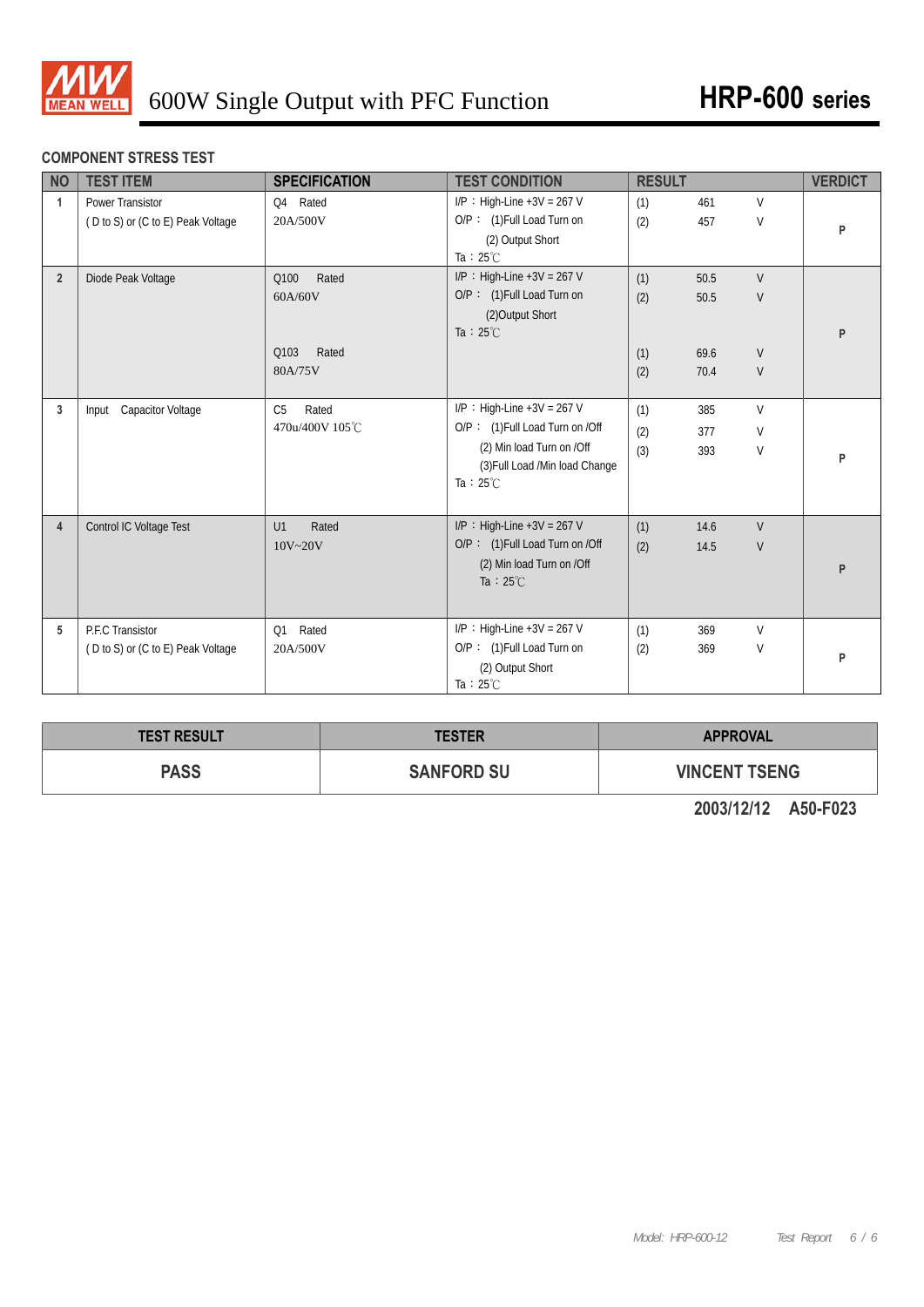## COMPONENT STRESS TEST

| NO | TEST ITEM | SPECIFICATION | TEST CONDITION | RESULT | VERDICT |
|---|---|---|---|---|---|
| 1 | Power Transistor<br>( D to S) or (C to E) Peak Voltage | Q4 Rated<br>20A/500V | I/P ：High-Line +3V = 267 V<br>O/P ： (1)Full Load Turn on<br>(2) Output Short<br>Ta：25℃ | (1) 461 V<br>(2) 457 V | P |
| 2 | Diode Peak Voltage | Q100 Rated<br>60A/60V<br><br>Q103 Rated<br>80A/75V | I/P ：High-Line +3V = 267 V<br>O/P ： (1)Full Load Turn on<br>(2)Output Short<br>Ta：25℃ | (1) 50.5 V<br>(2) 50.5 V<br><br>(1) 69.6 V<br>(2) 70.4 V | P |
| 3 | Input Capacitor Voltage | C5 Rated<br>470u/400V 105℃ | I/P ：High-Line +3V = 267 V<br>O/P ： (1)Full Load Turn on /Off<br>(2) Min load Turn on /Off<br>(3)Full Load /Min load Change<br>Ta：25℃ | (1) 385 V<br>(2) 377 V<br>(3) 393 V | P |
| 4 | Control IC Voltage Test | U1 Rated<br>10V~20V | I/P ：High-Line +3V = 267 V<br>O/P ： (1)Full Load Turn on /Off<br>(2) Min load Turn on /Off<br>Ta：25℃ | (1) 14.6 V<br>(2) 14.5 V | P |
| 5 | P.F.C Transistor<br>( D to S) or (C to E) Peak Voltage | Q1 Rated<br>20A/500V | I/P ：High-Line +3V = 267 V<br>O/P ： (1)Full Load Turn on<br>(2) Output Short<br>Ta：25℃ | (1) 369 V<br>(2) 369 V | P |

| TEST RESULT | TESTER | APPROVAL |
|---|---|---|
| PASS | SANFORD SU | VINCENT TSENG |

**2003/12/12 A50-F023**